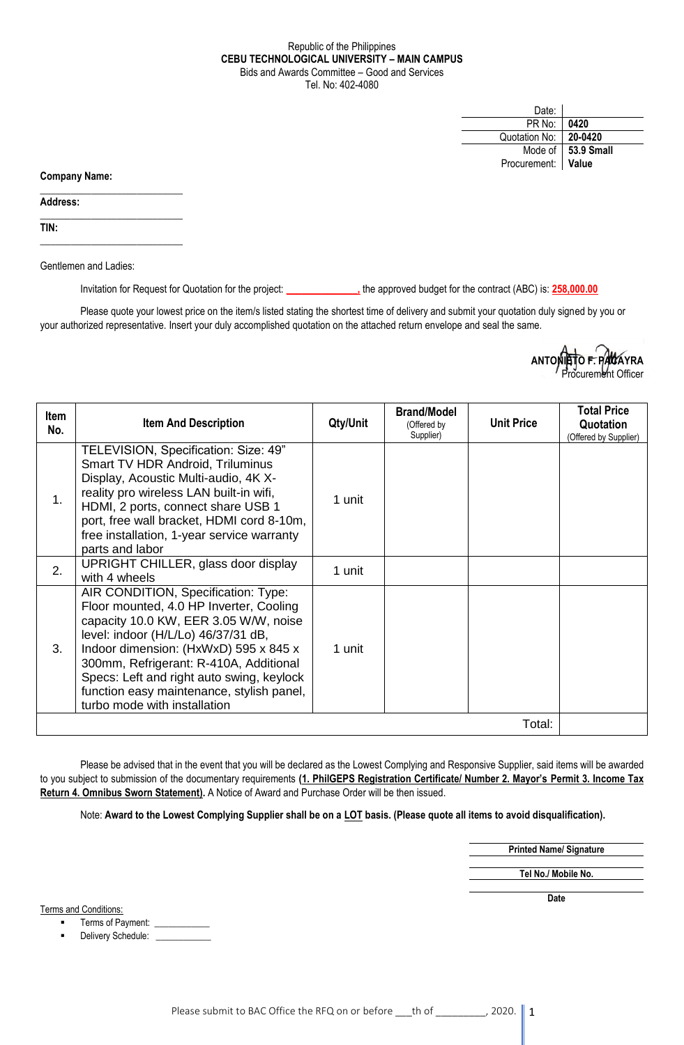Republic of the Philippines
**CEBU TECHNOLOGICAL UNIVERSITY – MAIN CAMPUS**
Bids and Awards Committee – Good and Services
Tel. No: 402-4080

| | |
|---|---|
| Date: | |
| PR No: | **0420** |
| Quotation No: | **20-0420** |
| Mode of Procurement: | **53.9 Small Value** |

**Company Name:** ___________________________

**Address:** ___________________________

**TIN:** ___________________________

Gentlemen and Ladies:

Invitation for Request for Quotation for the project: **______________,** the approved budget for the contract (ABC) is: **258,000.00**

Please quote your lowest price on the item/s listed stating the shortest time of delivery and submit your quotation duly signed by you or your authorized representative. Insert your duly accomplished quotation on the attached return envelope and seal the same.

**ANTONIETO F. PADAYRA**
Procurement Officer

| Item No. | Item And Description | Qty/Unit | Brand/Model (Offered by Supplier) | Unit Price | Total Price Quotation (Offered by Supplier) |
|---|---|---|---|---|---|
| 1. | TELEVISION, Specification: Size: 49" Smart TV HDR Android, Triluminus Display, Acoustic Multi-audio, 4K X-reality pro wireless LAN built-in wifi, HDMI, 2 ports, connect share USB 1 port, free wall bracket, HDMI cord 8-10m, free installation, 1-year service warranty parts and labor | 1 unit | | | |
| 2. | UPRIGHT CHILLER, glass door display with 4 wheels | 1 unit | | | |
| 3. | AIR CONDITION, Specification: Type: Floor mounted, 4.0 HP Inverter, Cooling capacity 10.0 KW, EER 3.05 W/W, noise level: indoor (H/L/Lo) 46/37/31 dB, Indoor dimension: (HxWxD) 595 x 845 x 300mm, Refrigerant: R-410A, Additional Specs: Left and right auto swing, keylock function easy maintenance, stylish panel, turbo mode with installation | 1 unit | | | |
| | | | | Total: | |

Please be advised that in the event that you will be declared as the Lowest Complying and Responsive Supplier, said items will be awarded to you subject to submission of the documentary requirements **(1. PhilGEPS Registration Certificate/ Number 2. Mayor's Permit 3. Income Tax Return 4. Omnibus Sworn Statement).** A Notice of Award and Purchase Order will be then issued.

Note: **Award to the Lowest Complying Supplier shall be on a LOT basis. (Please quote all items to avoid disqualification).**

**Printed Name/ Signature**

**Tel No./ Mobile No.**

**Date**

Terms and Conditions:

- Terms of Payment: ____________
- Delivery Schedule: ____________

Please submit to BAC Office the RFQ on or before ___th of _________, 2020.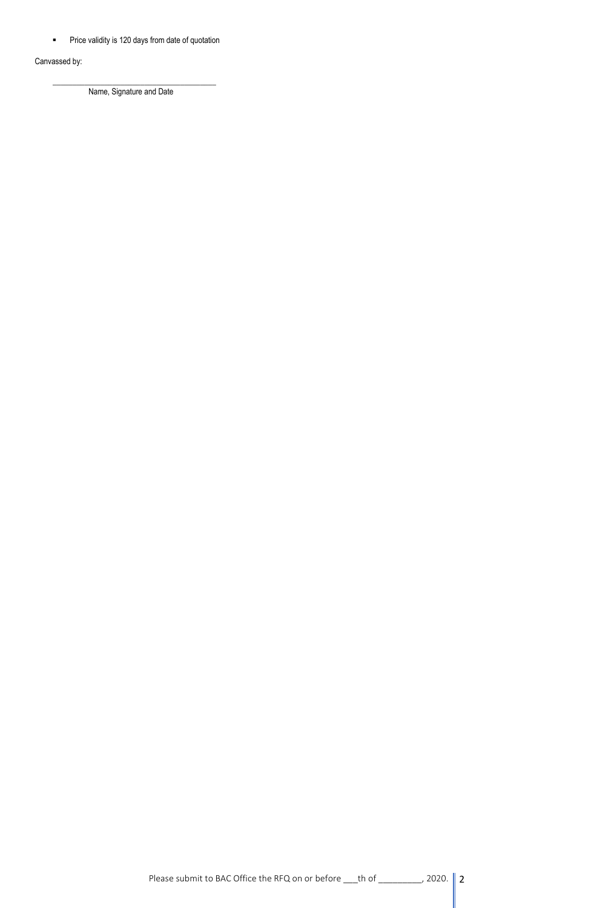- Price validity is 120 days from date of quotation

Canvassed by:

\_\_\_\_\_\_\_\_\_\_\_\_\_\_\_\_\_\_\_\_\_\_\_\_\_\_\_\_\_\_\_\_\_\_\_\_\_\_\_\_

Name, Signature and Date

Please submit to BAC Office the RFQ on or before \_\_\_th of \_\_\_\_\_\_\_\_\_, 2020.